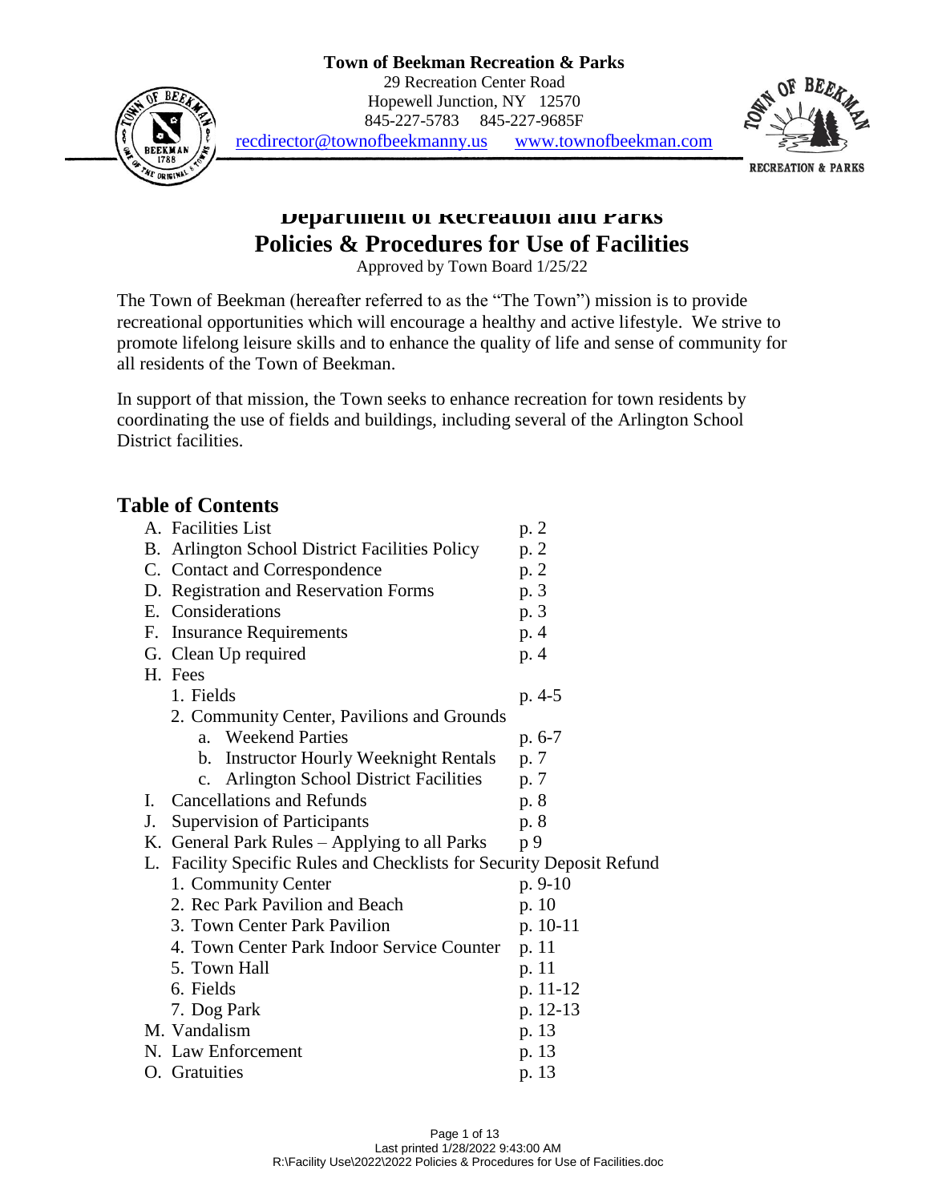**Town of Beekman Recreation & Parks**
29 Recreation Center Road
Hopewell Junction, NY 12570
845-227-5783 845-227-9685F
recdirector@townofbeekmanny.us www.townofbeekman.com

# Department of Recreation and Parks
# Policies & Procedures for Use of Facilities

Approved by Town Board 1/25/22

The Town of Beekman (hereafter referred to as the "The Town") mission is to provide recreational opportunities which will encourage a healthy and active lifestyle. We strive to promote lifelong leisure skills and to enhance the quality of life and sense of community for all residents of the Town of Beekman.

In support of that mission, the Town seeks to enhance recreation for town residents by coordinating the use of fields and buildings, including several of the Arlington School District facilities.

## Table of Contents

- A. Facilities List — p. 2
- B. Arlington School District Facilities Policy — p. 2
- C. Contact and Correspondence — p. 2
- D. Registration and Reservation Forms — p. 3
- E. Considerations — p. 3
- F. Insurance Requirements — p. 4
- G. Clean Up required — p. 4
- H. Fees
  1. Fields — p. 4-5
  2. Community Center, Pavilions and Grounds
     - a. Weekend Parties — p. 6-7
     - b. Instructor Hourly Weeknight Rentals — p. 7
     - c. Arlington School District Facilities — p. 7
- I. Cancellations and Refunds — p. 8
- J. Supervision of Participants — p. 8
- K. General Park Rules – Applying to all Parks — p 9
- L. Facility Specific Rules and Checklists for Security Deposit Refund
  1. Community Center — p. 9-10
  2. Rec Park Pavilion and Beach — p. 10
  3. Town Center Park Pavilion — p. 10-11
  4. Town Center Park Indoor Service Counter — p. 11
  5. Town Hall — p. 11
  6. Fields — p. 11-12
  7. Dog Park — p. 12-13
- M. Vandalism — p. 13
- N. Law Enforcement — p. 13
- O. Gratuities — p. 13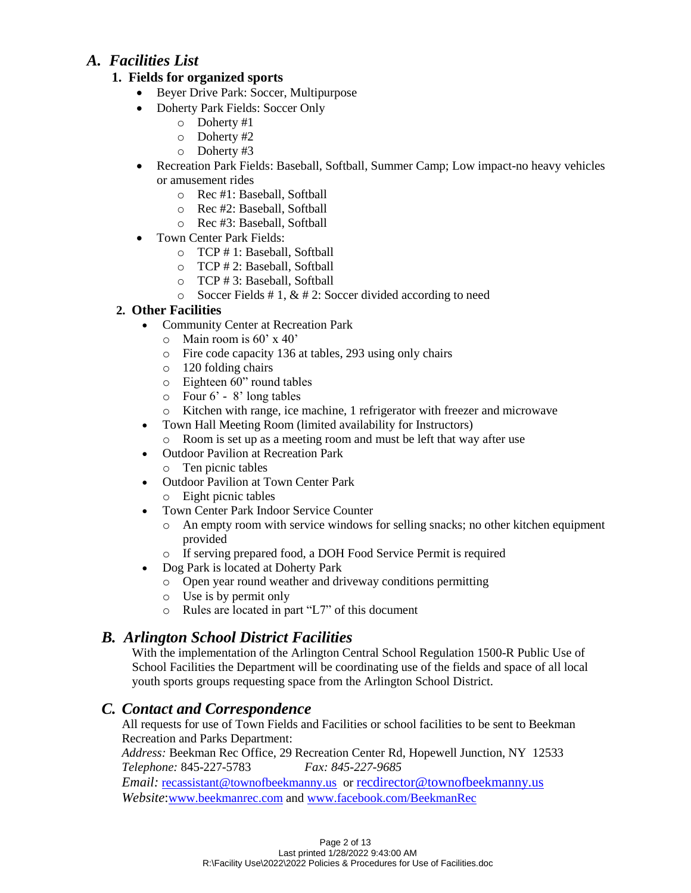## *A. Facilities List*

### 1. Fields for organized sports

- Beyer Drive Park: Soccer, Multipurpose
- Doherty Park Fields: Soccer Only
  - Doherty #1
  - Doherty #2
  - Doherty #3
- Recreation Park Fields: Baseball, Softball, Summer Camp; Low impact-no heavy vehicles or amusement rides
  - Rec #1: Baseball, Softball
  - Rec #2: Baseball, Softball
  - Rec #3: Baseball, Softball
- Town Center Park Fields:
  - TCP # 1: Baseball, Softball
  - TCP # 2: Baseball, Softball
  - TCP # 3: Baseball, Softball
  - Soccer Fields # 1, & # 2: Soccer divided according to need

### 2. Other Facilities

- Community Center at Recreation Park
  - Main room is 60' x 40'
  - Fire code capacity 136 at tables, 293 using only chairs
  - 120 folding chairs
  - Eighteen 60" round tables
  - Four 6' - 8' long tables
  - Kitchen with range, ice machine, 1 refrigerator with freezer and microwave
- Town Hall Meeting Room (limited availability for Instructors)
  - Room is set up as a meeting room and must be left that way after use
- Outdoor Pavilion at Recreation Park
  - Ten picnic tables
- Outdoor Pavilion at Town Center Park
  - Eight picnic tables
- Town Center Park Indoor Service Counter
  - An empty room with service windows for selling snacks; no other kitchen equipment provided
  - If serving prepared food, a DOH Food Service Permit is required
- Dog Park is located at Doherty Park
  - Open year round weather and driveway conditions permitting
  - Use is by permit only
  - Rules are located in part "L7" of this document

## *B. Arlington School District Facilities*

With the implementation of the Arlington Central School Regulation 1500-R Public Use of School Facilities the Department will be coordinating use of the fields and space of all local youth sports groups requesting space from the Arlington School District.

## *C. Contact and Correspondence*

All requests for use of Town Fields and Facilities or school facilities to be sent to Beekman Recreation and Parks Department:

*Address:* Beekman Rec Office, 29 Recreation Center Rd, Hopewell Junction, NY 12533
*Telephone:* 845-227-5783 *Fax: 845-227-9685*
*Email:* recassistant@townofbeekmanny.us or recdirector@townofbeekmanny.us
*Website*:www.beekmanrec.com and www.facebook.com/BeekmanRec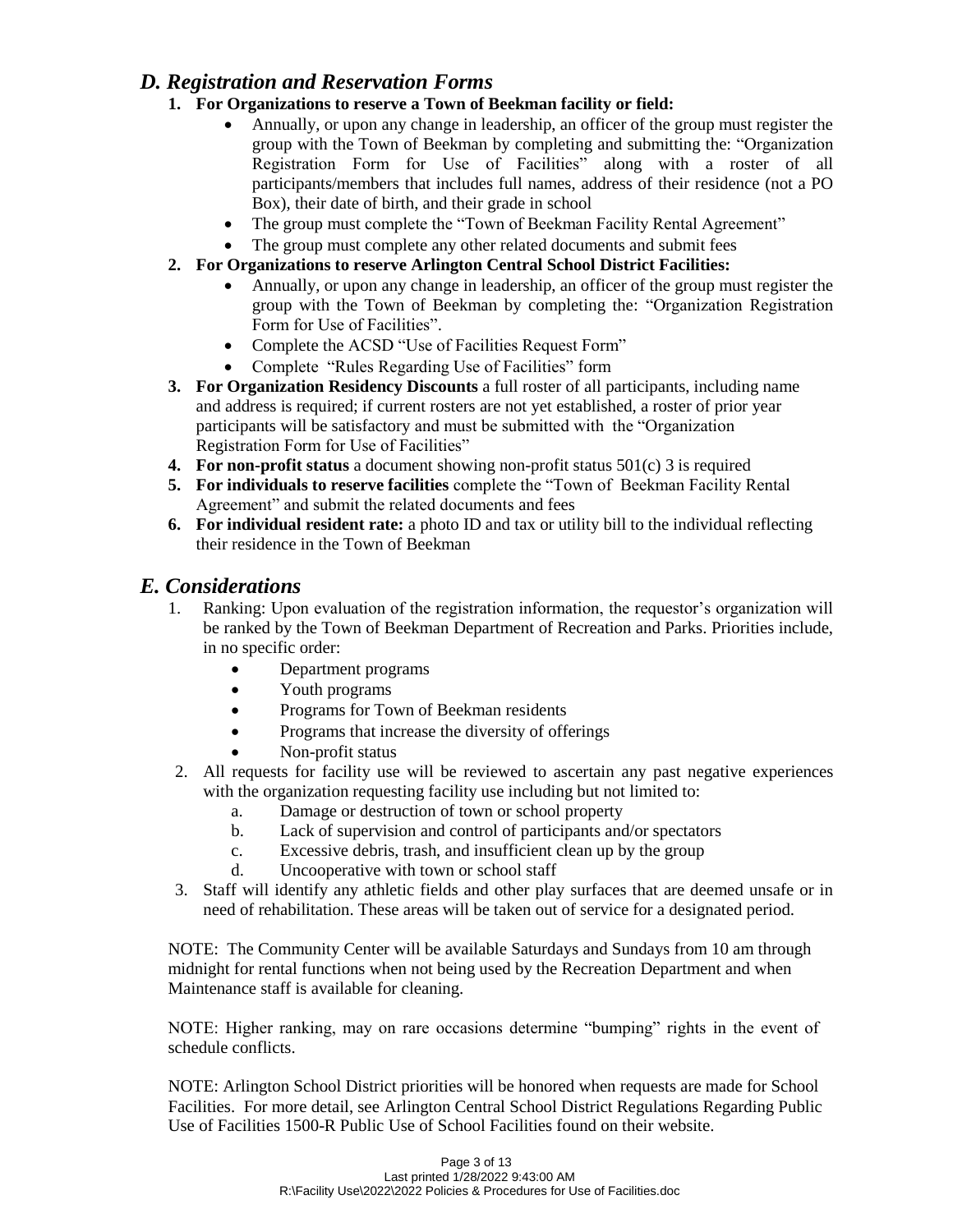## *D. Registration and Reservation Forms*

1. **For Organizations to reserve a Town of Beekman facility or field:**
   - Annually, or upon any change in leadership, an officer of the group must register the group with the Town of Beekman by completing and submitting the: "Organization Registration Form for Use of Facilities" along with a roster of all participants/members that includes full names, address of their residence (not a PO Box), their date of birth, and their grade in school
   - The group must complete the "Town of Beekman Facility Rental Agreement"
   - The group must complete any other related documents and submit fees
2. **For Organizations to reserve Arlington Central School District Facilities:**
   - Annually, or upon any change in leadership, an officer of the group must register the group with the Town of Beekman by completing the: "Organization Registration Form for Use of Facilities".
   - Complete the ACSD "Use of Facilities Request Form"
   - Complete "Rules Regarding Use of Facilities" form
3. **For Organization Residency Discounts** a full roster of all participants, including name and address is required; if current rosters are not yet established, a roster of prior year participants will be satisfactory and must be submitted with the "Organization Registration Form for Use of Facilities"
4. **For non-profit status** a document showing non-profit status 501(c) 3 is required
5. **For individuals to reserve facilities** complete the "Town of Beekman Facility Rental Agreement" and submit the related documents and fees
6. **For individual resident rate:** a photo ID and tax or utility bill to the individual reflecting their residence in the Town of Beekman

## *E. Considerations*

1. Ranking: Upon evaluation of the registration information, the requestor's organization will be ranked by the Town of Beekman Department of Recreation and Parks. Priorities include, in no specific order:
   - Department programs
   - Youth programs
   - Programs for Town of Beekman residents
   - Programs that increase the diversity of offerings
   - Non-profit status
2. All requests for facility use will be reviewed to ascertain any past negative experiences with the organization requesting facility use including but not limited to:
   a. Damage or destruction of town or school property
   b. Lack of supervision and control of participants and/or spectators
   c. Excessive debris, trash, and insufficient clean up by the group
   d. Uncooperative with town or school staff
3. Staff will identify any athletic fields and other play surfaces that are deemed unsafe or in need of rehabilitation. These areas will be taken out of service for a designated period.

NOTE: The Community Center will be available Saturdays and Sundays from 10 am through midnight for rental functions when not being used by the Recreation Department and when Maintenance staff is available for cleaning.

NOTE: Higher ranking, may on rare occasions determine "bumping" rights in the event of schedule conflicts.

NOTE: Arlington School District priorities will be honored when requests are made for School Facilities. For more detail, see Arlington Central School District Regulations Regarding Public Use of Facilities 1500-R Public Use of School Facilities found on their website.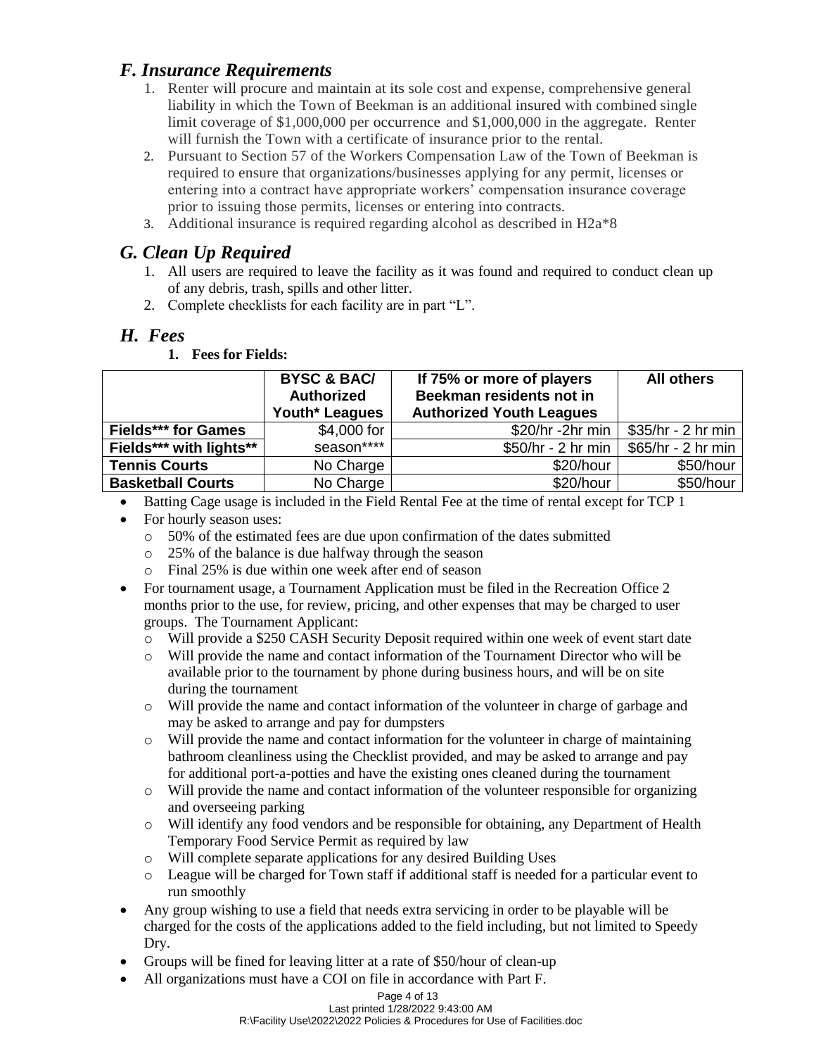## *F. Insurance Requirements*

1. Renter will procure and maintain at its sole cost and expense, comprehensive general liability in which the Town of Beekman is an additional insured with combined single limit coverage of $1,000,000 per occurrence and $1,000,000 in the aggregate. Renter will furnish the Town with a certificate of insurance prior to the rental.
2. Pursuant to Section 57 of the Workers Compensation Law of the Town of Beekman is required to ensure that organizations/businesses applying for any permit, licenses or entering into a contract have appropriate workers' compensation insurance coverage prior to issuing those permits, licenses or entering into contracts.
3. Additional insurance is required regarding alcohol as described in H2a*8

## *G. Clean Up Required*

1. All users are required to leave the facility as it was found and required to conduct clean up of any debris, trash, spills and other litter.
2. Complete checklists for each facility are in part "L".

## *H. Fees*

**1. Fees for Fields:**

| | BYSC & BAC/ Authorized Youth* Leagues | If 75% or more of players Beekman residents not in Authorized Youth Leagues | All others |
|---|---|---|---|
| **Fields*** for Games** | $4,000 for season**** | $20/hr -2hr min | $35/hr - 2 hr min |
| **Fields*** with lights**** | | $50/hr - 2 hr min | $65/hr - 2 hr min |
| **Tennis Courts** | No Charge | $20/hour | $50/hour |
| **Basketball Courts** | No Charge | $20/hour | $50/hour |

- Batting Cage usage is included in the Field Rental Fee at the time of rental except for TCP 1
- For hourly season uses:
  - 50% of the estimated fees are due upon confirmation of the dates submitted
  - 25% of the balance is due halfway through the season
  - Final 25% is due within one week after end of season
- For tournament usage, a Tournament Application must be filed in the Recreation Office 2 months prior to the use, for review, pricing, and other expenses that may be charged to user groups. The Tournament Applicant:
  - Will provide a $250 CASH Security Deposit required within one week of event start date
  - Will provide the name and contact information of the Tournament Director who will be available prior to the tournament by phone during business hours, and will be on site during the tournament
  - Will provide the name and contact information of the volunteer in charge of garbage and may be asked to arrange and pay for dumpsters
  - Will provide the name and contact information for the volunteer in charge of maintaining bathroom cleanliness using the Checklist provided, and may be asked to arrange and pay for additional port-a-potties and have the existing ones cleaned during the tournament
  - Will provide the name and contact information of the volunteer responsible for organizing and overseeing parking
  - Will identify any food vendors and be responsible for obtaining, any Department of Health Temporary Food Service Permit as required by law
  - Will complete separate applications for any desired Building Uses
  - League will be charged for Town staff if additional staff is needed for a particular event to run smoothly
- Any group wishing to use a field that needs extra servicing in order to be playable will be charged for the costs of the applications added to the field including, but not limited to Speedy Dry.
- Groups will be fined for leaving litter at a rate of $50/hour of clean-up
- All organizations must have a COI on file in accordance with Part F.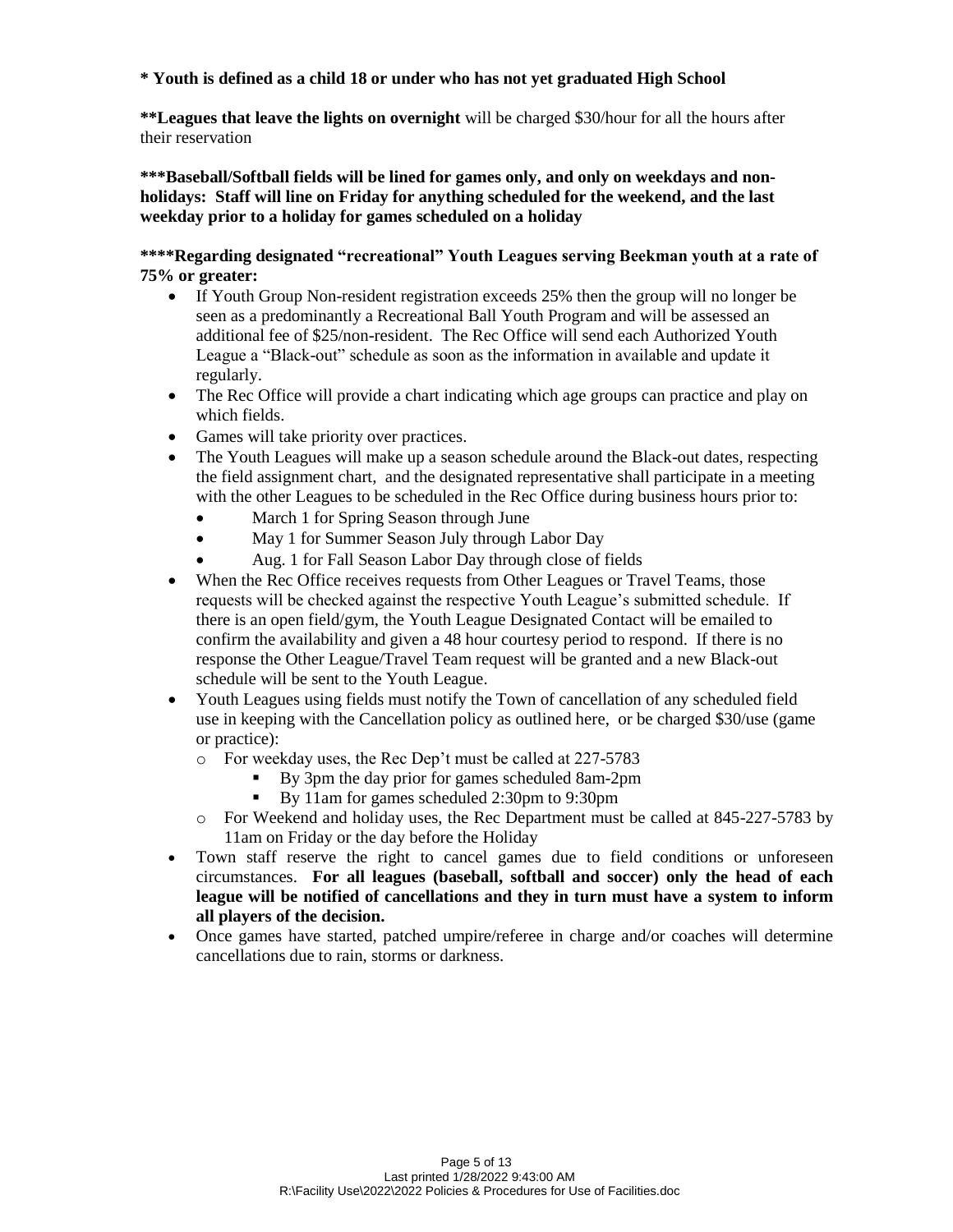**\* Youth is defined as a child 18 or under who has not yet graduated High School**

**\*\*Leagues that leave the lights on overnight** will be charged $30/hour for all the hours after their reservation

**\*\*\*Baseball/Softball fields will be lined for games only, and only on weekdays and non-holidays: Staff will line on Friday for anything scheduled for the weekend, and the last weekday prior to a holiday for games scheduled on a holiday**

**\*\*\*\*Regarding designated "recreational" Youth Leagues serving Beekman youth at a rate of 75% or greater:**

- If Youth Group Non-resident registration exceeds 25% then the group will no longer be seen as a predominantly a Recreational Ball Youth Program and will be assessed an additional fee of $25/non-resident. The Rec Office will send each Authorized Youth League a "Black-out" schedule as soon as the information in available and update it regularly.
- The Rec Office will provide a chart indicating which age groups can practice and play on which fields.
- Games will take priority over practices.
- The Youth Leagues will make up a season schedule around the Black-out dates, respecting the field assignment chart, and the designated representative shall participate in a meeting with the other Leagues to be scheduled in the Rec Office during business hours prior to:
  - March 1 for Spring Season through June
  - May 1 for Summer Season July through Labor Day
  - Aug. 1 for Fall Season Labor Day through close of fields
- When the Rec Office receives requests from Other Leagues or Travel Teams, those requests will be checked against the respective Youth League's submitted schedule. If there is an open field/gym, the Youth League Designated Contact will be emailed to confirm the availability and given a 48 hour courtesy period to respond. If there is no response the Other League/Travel Team request will be granted and a new Black-out schedule will be sent to the Youth League.
- Youth Leagues using fields must notify the Town of cancellation of any scheduled field use in keeping with the Cancellation policy as outlined here, or be charged $30/use (game or practice):
  - For weekday uses, the Rec Dep't must be called at 227-5783
    - By 3pm the day prior for games scheduled 8am-2pm
    - By 11am for games scheduled 2:30pm to 9:30pm
  - For Weekend and holiday uses, the Rec Department must be called at 845-227-5783 by 11am on Friday or the day before the Holiday
- Town staff reserve the right to cancel games due to field conditions or unforeseen circumstances. **For all leagues (baseball, softball and soccer) only the head of each league will be notified of cancellations and they in turn must have a system to inform all players of the decision.**
- Once games have started, patched umpire/referee in charge and/or coaches will determine cancellations due to rain, storms or darkness.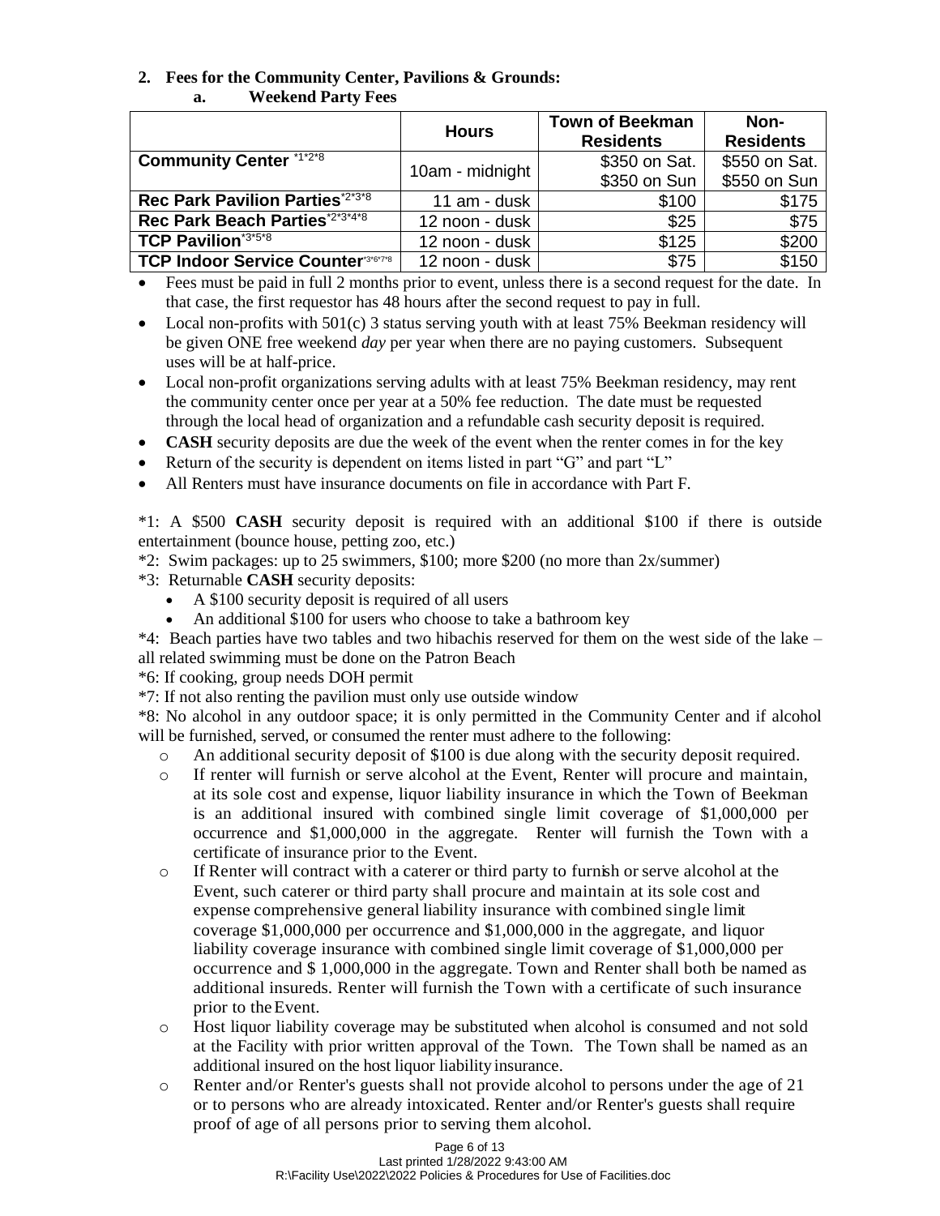**2. Fees for the Community Center, Pavilions & Grounds:**

**a. Weekend Party Fees**

| | Hours | Town of Beekman Residents | Non-Residents |
|---|---|---|---|
| **Community Center** *1*2*8 | 10am - midnight | $350 on Sat. $350 on Sun | $550 on Sat. $550 on Sun |
| **Rec Park Pavilion Parties***2*3*8 | 11 am - dusk | $100 | $175 |
| **Rec Park Beach Parties***2*3*4*8 | 12 noon - dusk | $25 | $75 |
| **TCP Pavilion***3*5*8 | 12 noon - dusk | $125 | $200 |
| **TCP Indoor Service Counter***3*6*7*8 | 12 noon - dusk | $75 | $150 |

- Fees must be paid in full 2 months prior to event, unless there is a second request for the date. In that case, the first requestor has 48 hours after the second request to pay in full.
- Local non-profits with 501(c) 3 status serving youth with at least 75% Beekman residency will be given ONE free weekend *day* per year when there are no paying customers. Subsequent uses will be at half-price.
- Local non-profit organizations serving adults with at least 75% Beekman residency, may rent the community center once per year at a 50% fee reduction. The date must be requested through the local head of organization and a refundable cash security deposit is required.
- **CASH** security deposits are due the week of the event when the renter comes in for the key
- Return of the security is dependent on items listed in part "G" and part "L"
- All Renters must have insurance documents on file in accordance with Part F.

*1: A $500 **CASH** security deposit is required with an additional $100 if there is outside entertainment (bounce house, petting zoo, etc.)

*2: Swim packages: up to 25 swimmers, $100; more $200 (no more than 2x/summer)

*3: Returnable **CASH** security deposits:

- A $100 security deposit is required of all users
- An additional $100 for users who choose to take a bathroom key

*4: Beach parties have two tables and two hibachis reserved for them on the west side of the lake – all related swimming must be done on the Patron Beach

*6: If cooking, group needs DOH permit

*7: If not also renting the pavilion must only use outside window

*8: No alcohol in any outdoor space; it is only permitted in the Community Center and if alcohol will be furnished, served, or consumed the renter must adhere to the following:

- An additional security deposit of $100 is due along with the security deposit required.
- If renter will furnish or serve alcohol at the Event, Renter will procure and maintain, at its sole cost and expense, liquor liability insurance in which the Town of Beekman is an additional insured with combined single limit coverage of $1,000,000 per occurrence and $1,000,000 in the aggregate. Renter will furnish the Town with a certificate of insurance prior to the Event.
- If Renter will contract with a caterer or third party to furnish or serve alcohol at the Event, such caterer or third party shall procure and maintain at its sole cost and expense comprehensive general liability insurance with combined single limit coverage $1,000,000 per occurrence and $1,000,000 in the aggregate, and liquor liability coverage insurance with combined single limit coverage of $1,000,000 per occurrence and $ 1,000,000 in the aggregate. Town and Renter shall both be named as additional insureds. Renter will furnish the Town with a certificate of such insurance prior to the Event.
- Host liquor liability coverage may be substituted when alcohol is consumed and not sold at the Facility with prior written approval of the Town. The Town shall be named as an additional insured on the host liquor liability insurance.
- Renter and/or Renter's guests shall not provide alcohol to persons under the age of 21 or to persons who are already intoxicated. Renter and/or Renter's guests shall require proof of age of all persons prior to serving them alcohol.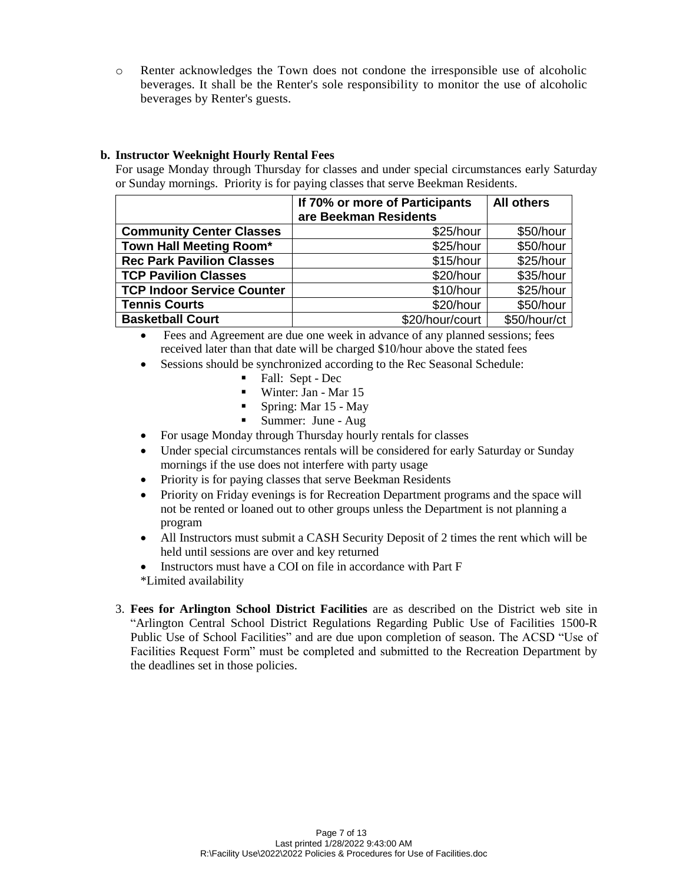- Renter acknowledges the Town does not condone the irresponsible use of alcoholic beverages. It shall be the Renter's sole responsibility to monitor the use of alcoholic beverages by Renter's guests.

**b. Instructor Weeknight Hourly Rental Fees**

For usage Monday through Thursday for classes and under special circumstances early Saturday or Sunday mornings. Priority is for paying classes that serve Beekman Residents.

| | If 70% or more of Participants are Beekman Residents | All others |
|---|---|---|
| **Community Center Classes** | $25/hour | $50/hour |
| **Town Hall Meeting Room*** | $25/hour | $50/hour |
| **Rec Park Pavilion Classes** | $15/hour | $25/hour |
| **TCP Pavilion Classes** | $20/hour | $35/hour |
| **TCP Indoor Service Counter** | $10/hour | $25/hour |
| **Tennis Courts** | $20/hour | $50/hour |
| **Basketball Court** | $20/hour/court | $50/hour/ct |

- Fees and Agreement are due one week in advance of any planned sessions; fees received later than that date will be charged $10/hour above the stated fees
- Sessions should be synchronized according to the Rec Seasonal Schedule:
  - Fall: Sept - Dec
  - Winter: Jan - Mar 15
  - Spring: Mar 15 - May
  - Summer: June - Aug
- For usage Monday through Thursday hourly rentals for classes
- Under special circumstances rentals will be considered for early Saturday or Sunday mornings if the use does not interfere with party usage
- Priority is for paying classes that serve Beekman Residents
- Priority on Friday evenings is for Recreation Department programs and the space will not be rented or loaned out to other groups unless the Department is not planning a program
- All Instructors must submit a CASH Security Deposit of 2 times the rent which will be held until sessions are over and key returned
- Instructors must have a COI on file in accordance with Part F

*Limited availability

3. **Fees for Arlington School District Facilities** are as described on the District web site in "Arlington Central School District Regulations Regarding Public Use of Facilities 1500-R Public Use of School Facilities" and are due upon completion of season. The ACSD "Use of Facilities Request Form" must be completed and submitted to the Recreation Department by the deadlines set in those policies.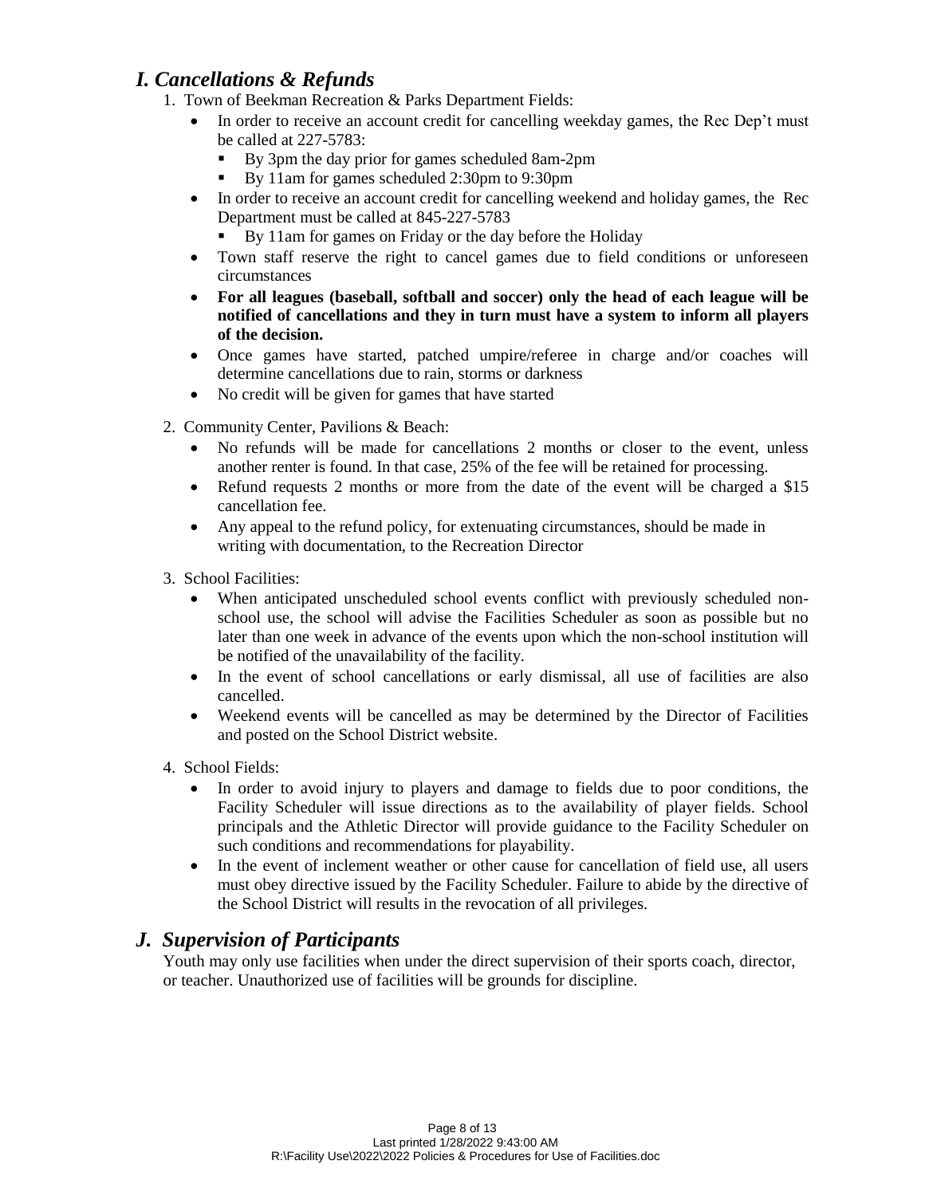## *I. Cancellations & Refunds*

1. Town of Beekman Recreation & Parks Department Fields:
   - In order to receive an account credit for cancelling weekday games, the Rec Dep't must be called at 227-5783:
     - By 3pm the day prior for games scheduled 8am-2pm
     - By 11am for games scheduled 2:30pm to 9:30pm
   - In order to receive an account credit for cancelling weekend and holiday games, the Rec Department must be called at 845-227-5783
     - By 11am for games on Friday or the day before the Holiday
   - Town staff reserve the right to cancel games due to field conditions or unforeseen circumstances
   - **For all leagues (baseball, softball and soccer) only the head of each league will be notified of cancellations and they in turn must have a system to inform all players of the decision.**
   - Once games have started, patched umpire/referee in charge and/or coaches will determine cancellations due to rain, storms or darkness
   - No credit will be given for games that have started

2. Community Center, Pavilions & Beach:
   - No refunds will be made for cancellations 2 months or closer to the event, unless another renter is found. In that case, 25% of the fee will be retained for processing.
   - Refund requests 2 months or more from the date of the event will be charged a $15 cancellation fee.
   - Any appeal to the refund policy, for extenuating circumstances, should be made in writing with documentation, to the Recreation Director

3. School Facilities:
   - When anticipated unscheduled school events conflict with previously scheduled non-school use, the school will advise the Facilities Scheduler as soon as possible but no later than one week in advance of the events upon which the non-school institution will be notified of the unavailability of the facility.
   - In the event of school cancellations or early dismissal, all use of facilities are also cancelled.
   - Weekend events will be cancelled as may be determined by the Director of Facilities and posted on the School District website.

4. School Fields:
   - In order to avoid injury to players and damage to fields due to poor conditions, the Facility Scheduler will issue directions as to the availability of player fields. School principals and the Athletic Director will provide guidance to the Facility Scheduler on such conditions and recommendations for playability.
   - In the event of inclement weather or other cause for cancellation of field use, all users must obey directive issued by the Facility Scheduler. Failure to abide by the directive of the School District will results in the revocation of all privileges.

## *J. Supervision of Participants*

Youth may only use facilities when under the direct supervision of their sports coach, director, or teacher. Unauthorized use of facilities will be grounds for discipline.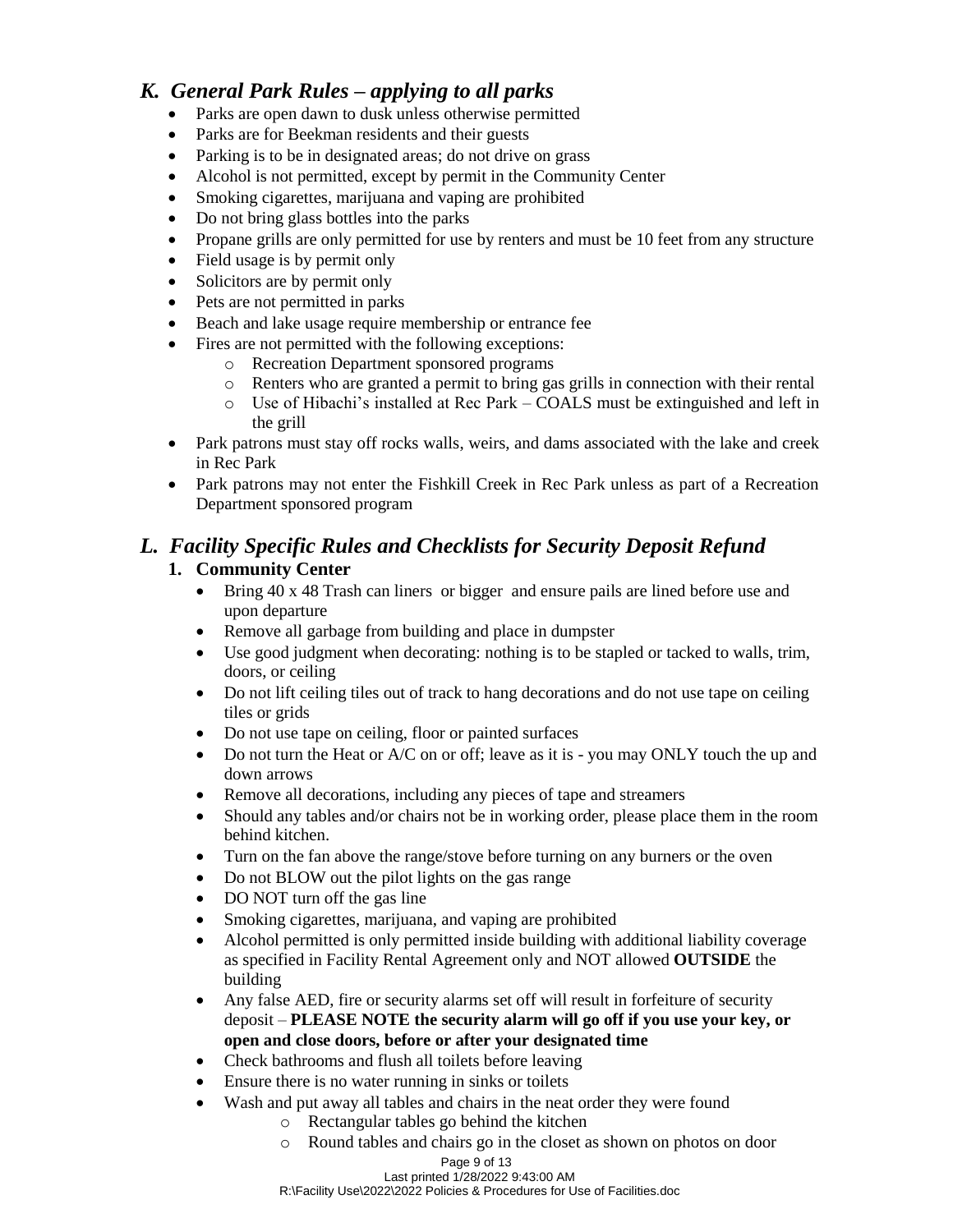## *K. General Park Rules – applying to all parks*

- Parks are open dawn to dusk unless otherwise permitted
- Parks are for Beekman residents and their guests
- Parking is to be in designated areas; do not drive on grass
- Alcohol is not permitted, except by permit in the Community Center
- Smoking cigarettes, marijuana and vaping are prohibited
- Do not bring glass bottles into the parks
- Propane grills are only permitted for use by renters and must be 10 feet from any structure
- Field usage is by permit only
- Solicitors are by permit only
- Pets are not permitted in parks
- Beach and lake usage require membership or entrance fee
- Fires are not permitted with the following exceptions:
    - Recreation Department sponsored programs
    - Renters who are granted a permit to bring gas grills in connection with their rental
    - Use of Hibachi's installed at Rec Park – COALS must be extinguished and left in the grill
- Park patrons must stay off rocks walls, weirs, and dams associated with the lake and creek in Rec Park
- Park patrons may not enter the Fishkill Creek in Rec Park unless as part of a Recreation Department sponsored program

## *L. Facility Specific Rules and Checklists for Security Deposit Refund*

### 1. Community Center

- Bring 40 x 48 Trash can liners or bigger and ensure pails are lined before use and upon departure
- Remove all garbage from building and place in dumpster
- Use good judgment when decorating: nothing is to be stapled or tacked to walls, trim, doors, or ceiling
- Do not lift ceiling tiles out of track to hang decorations and do not use tape on ceiling tiles or grids
- Do not use tape on ceiling, floor or painted surfaces
- Do not turn the Heat or A/C on or off; leave as it is - you may ONLY touch the up and down arrows
- Remove all decorations, including any pieces of tape and streamers
- Should any tables and/or chairs not be in working order, please place them in the room behind kitchen.
- Turn on the fan above the range/stove before turning on any burners or the oven
- Do not BLOW out the pilot lights on the gas range
- DO NOT turn off the gas line
- Smoking cigarettes, marijuana, and vaping are prohibited
- Alcohol permitted is only permitted inside building with additional liability coverage as specified in Facility Rental Agreement only and NOT allowed **OUTSIDE** the building
- Any false AED, fire or security alarms set off will result in forfeiture of security deposit – **PLEASE NOTE the security alarm will go off if you use your key, or open and close doors, before or after your designated time**
- Check bathrooms and flush all toilets before leaving
- Ensure there is no water running in sinks or toilets
- Wash and put away all tables and chairs in the neat order they were found
    - Rectangular tables go behind the kitchen
    - Round tables and chairs go in the closet as shown on photos on door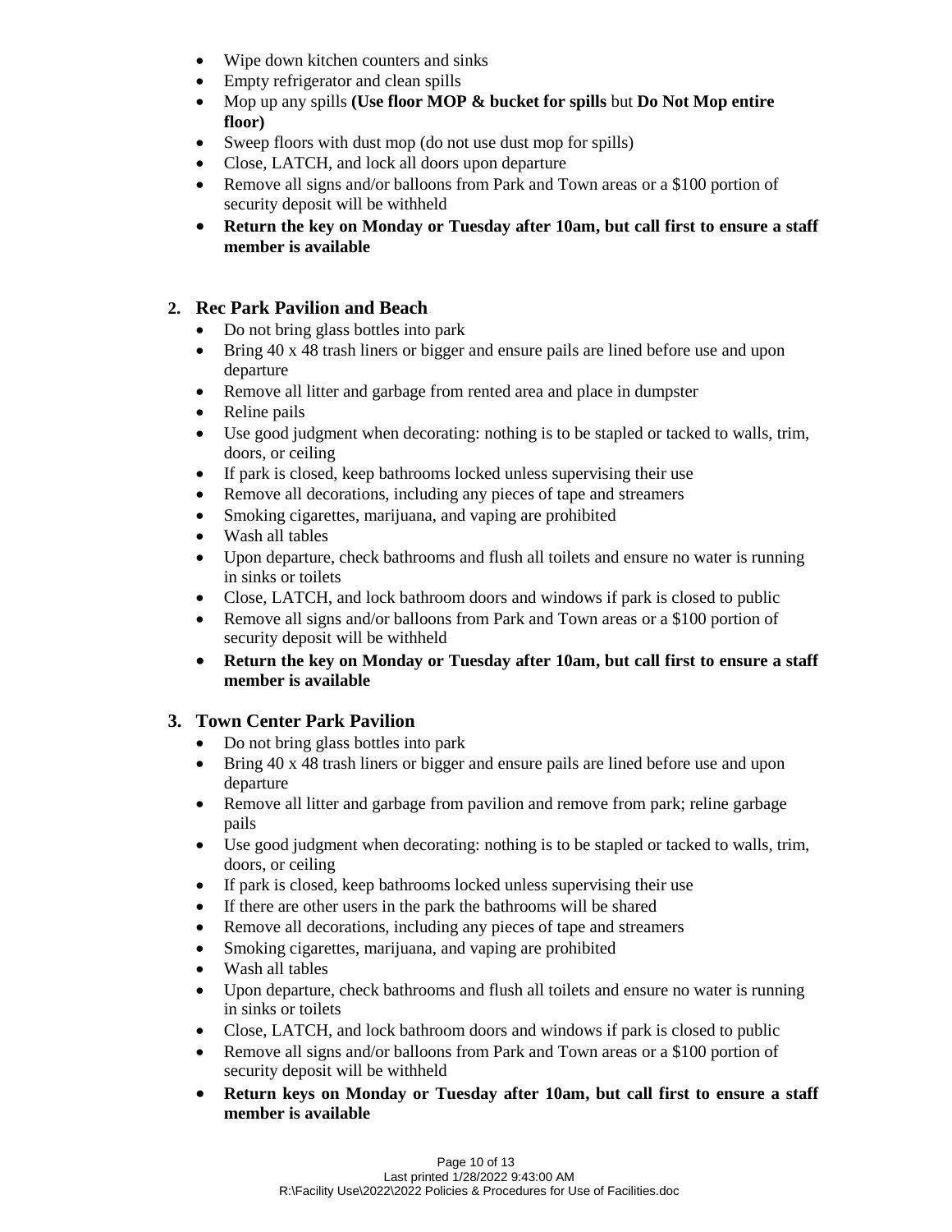- Wipe down kitchen counters and sinks
- Empty refrigerator and clean spills
- Mop up any spills **(Use floor MOP & bucket for spills** but **Do Not Mop entire floor)**
- Sweep floors with dust mop (do not use dust mop for spills)
- Close, LATCH, and lock all doors upon departure
- Remove all signs and/or balloons from Park and Town areas or a $100 portion of security deposit will be withheld
- **Return the key on Monday or Tuesday after 10am, but call first to ensure a staff member is available**

## 2. Rec Park Pavilion and Beach

- Do not bring glass bottles into park
- Bring 40 x 48 trash liners or bigger and ensure pails are lined before use and upon departure
- Remove all litter and garbage from rented area and place in dumpster
- Reline pails
- Use good judgment when decorating: nothing is to be stapled or tacked to walls, trim, doors, or ceiling
- If park is closed, keep bathrooms locked unless supervising their use
- Remove all decorations, including any pieces of tape and streamers
- Smoking cigarettes, marijuana, and vaping are prohibited
- Wash all tables
- Upon departure, check bathrooms and flush all toilets and ensure no water is running in sinks or toilets
- Close, LATCH, and lock bathroom doors and windows if park is closed to public
- Remove all signs and/or balloons from Park and Town areas or a $100 portion of security deposit will be withheld
- **Return the key on Monday or Tuesday after 10am, but call first to ensure a staff member is available**

## 3. Town Center Park Pavilion

- Do not bring glass bottles into park
- Bring 40 x 48 trash liners or bigger and ensure pails are lined before use and upon departure
- Remove all litter and garbage from pavilion and remove from park; reline garbage pails
- Use good judgment when decorating: nothing is to be stapled or tacked to walls, trim, doors, or ceiling
- If park is closed, keep bathrooms locked unless supervising their use
- If there are other users in the park the bathrooms will be shared
- Remove all decorations, including any pieces of tape and streamers
- Smoking cigarettes, marijuana, and vaping are prohibited
- Wash all tables
- Upon departure, check bathrooms and flush all toilets and ensure no water is running in sinks or toilets
- Close, LATCH, and lock bathroom doors and windows if park is closed to public
- Remove all signs and/or balloons from Park and Town areas or a $100 portion of security deposit will be withheld
- **Return keys on Monday or Tuesday after 10am, but call first to ensure a staff member is available**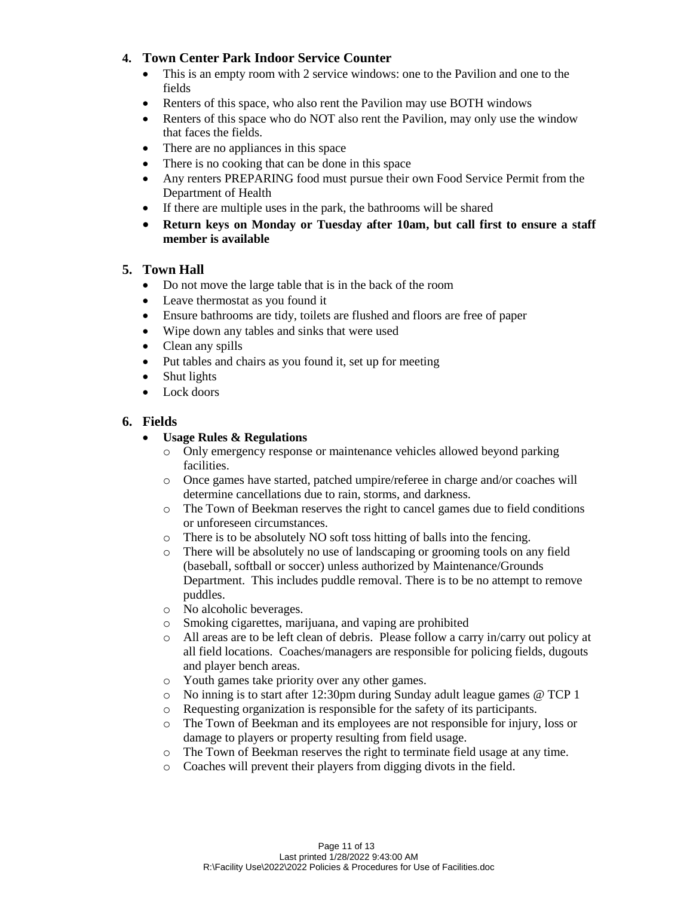## 4. Town Center Park Indoor Service Counter

- This is an empty room with 2 service windows: one to the Pavilion and one to the fields
- Renters of this space, who also rent the Pavilion may use BOTH windows
- Renters of this space who do NOT also rent the Pavilion, may only use the window that faces the fields.
- There are no appliances in this space
- There is no cooking that can be done in this space
- Any renters PREPARING food must pursue their own Food Service Permit from the Department of Health
- If there are multiple uses in the park, the bathrooms will be shared
- **Return keys on Monday or Tuesday after 10am, but call first to ensure a staff member is available**

## 5. Town Hall

- Do not move the large table that is in the back of the room
- Leave thermostat as you found it
- Ensure bathrooms are tidy, toilets are flushed and floors are free of paper
- Wipe down any tables and sinks that were used
- Clean any spills
- Put tables and chairs as you found it, set up for meeting
- Shut lights
- Lock doors

## 6. Fields

- **Usage Rules & Regulations**
  - Only emergency response or maintenance vehicles allowed beyond parking facilities.
  - Once games have started, patched umpire/referee in charge and/or coaches will determine cancellations due to rain, storms, and darkness.
  - The Town of Beekman reserves the right to cancel games due to field conditions or unforeseen circumstances.
  - There is to be absolutely NO soft toss hitting of balls into the fencing.
  - There will be absolutely no use of landscaping or grooming tools on any field (baseball, softball or soccer) unless authorized by Maintenance/Grounds Department. This includes puddle removal. There is to be no attempt to remove puddles.
  - No alcoholic beverages.
  - Smoking cigarettes, marijuana, and vaping are prohibited
  - All areas are to be left clean of debris. Please follow a carry in/carry out policy at all field locations. Coaches/managers are responsible for policing fields, dugouts and player bench areas.
  - Youth games take priority over any other games.
  - No inning is to start after 12:30pm during Sunday adult league games @ TCP 1
  - Requesting organization is responsible for the safety of its participants.
  - The Town of Beekman and its employees are not responsible for injury, loss or damage to players or property resulting from field usage.
  - The Town of Beekman reserves the right to terminate field usage at any time.
  - Coaches will prevent their players from digging divots in the field.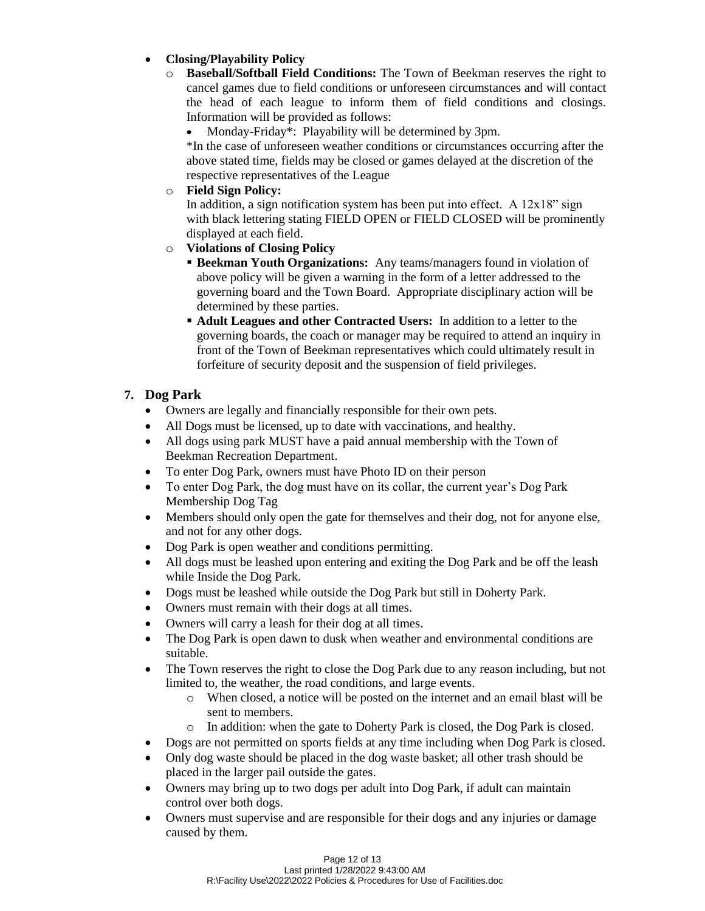- **Closing/Playability Policy**
  - **Baseball/Softball Field Conditions:** The Town of Beekman reserves the right to cancel games due to field conditions or unforeseen circumstances and will contact the head of each league to inform them of field conditions and closings. Information will be provided as follows:
    - Monday-Friday*: Playability will be determined by 3pm.

    *In the case of unforeseen weather conditions or circumstances occurring after the above stated time, fields may be closed or games delayed at the discretion of the respective representatives of the League
  - **Field Sign Policy:**

    In addition, a sign notification system has been put into effect. A 12x18" sign with black lettering stating FIELD OPEN or FIELD CLOSED will be prominently displayed at each field.
  - **Violations of Closing Policy**
    - **Beekman Youth Organizations:** Any teams/managers found in violation of above policy will be given a warning in the form of a letter addressed to the governing board and the Town Board. Appropriate disciplinary action will be determined by these parties.
    - **Adult Leagues and other Contracted Users:** In addition to a letter to the governing boards, the coach or manager may be required to attend an inquiry in front of the Town of Beekman representatives which could ultimately result in forfeiture of security deposit and the suspension of field privileges.

## 7. Dog Park

- Owners are legally and financially responsible for their own pets.
- All Dogs must be licensed, up to date with vaccinations, and healthy.
- All dogs using park MUST have a paid annual membership with the Town of Beekman Recreation Department.
- To enter Dog Park, owners must have Photo ID on their person
- To enter Dog Park, the dog must have on its collar, the current year's Dog Park Membership Dog Tag
- Members should only open the gate for themselves and their dog, not for anyone else, and not for any other dogs.
- Dog Park is open weather and conditions permitting.
- All dogs must be leashed upon entering and exiting the Dog Park and be off the leash while Inside the Dog Park.
- Dogs must be leashed while outside the Dog Park but still in Doherty Park.
- Owners must remain with their dogs at all times.
- Owners will carry a leash for their dog at all times.
- The Dog Park is open dawn to dusk when weather and environmental conditions are suitable.
- The Town reserves the right to close the Dog Park due to any reason including, but not limited to, the weather, the road conditions, and large events.
  - When closed, a notice will be posted on the internet and an email blast will be sent to members.
  - In addition: when the gate to Doherty Park is closed, the Dog Park is closed.
- Dogs are not permitted on sports fields at any time including when Dog Park is closed.
- Only dog waste should be placed in the dog waste basket; all other trash should be placed in the larger pail outside the gates.
- Owners may bring up to two dogs per adult into Dog Park, if adult can maintain control over both dogs.
- Owners must supervise and are responsible for their dogs and any injuries or damage caused by them.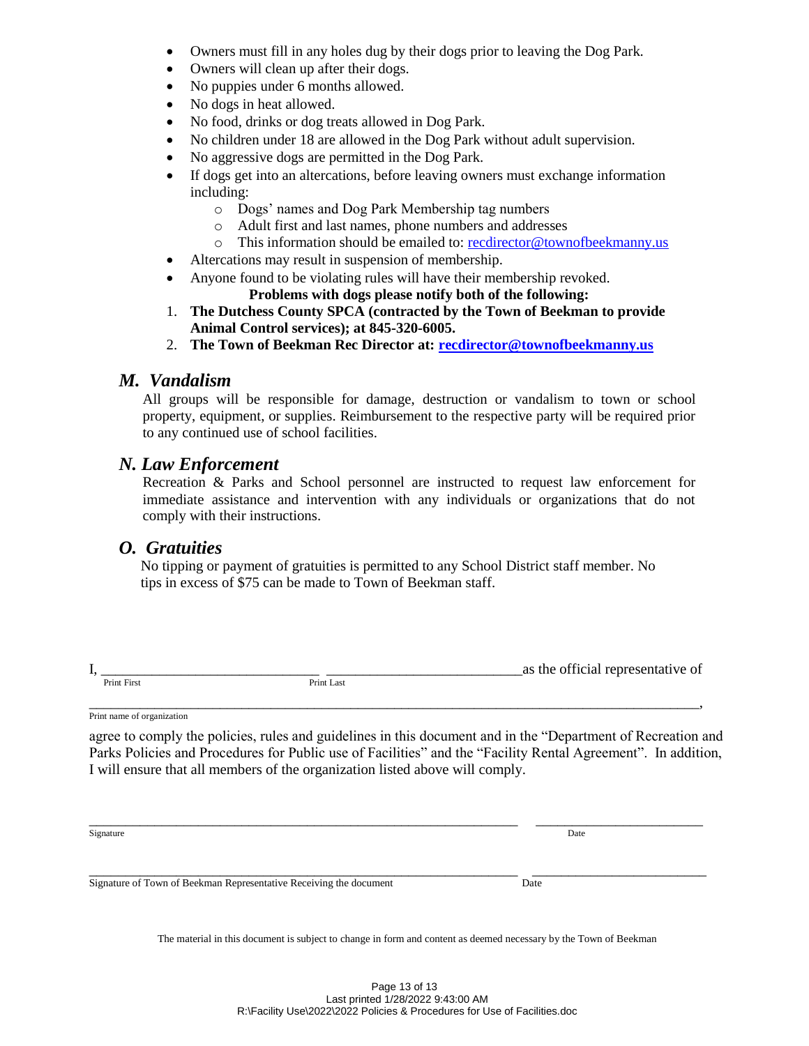- Owners must fill in any holes dug by their dogs prior to leaving the Dog Park.
- Owners will clean up after their dogs.
- No puppies under 6 months allowed.
- No dogs in heat allowed.
- No food, drinks or dog treats allowed in Dog Park.
- No children under 18 are allowed in the Dog Park without adult supervision.
- No aggressive dogs are permitted in the Dog Park.
- If dogs get into an altercations, before leaving owners must exchange information including:
    - Dogs' names and Dog Park Membership tag numbers
    - Adult first and last names, phone numbers and addresses
    - This information should be emailed to: recdirector@townofbeekmanny.us
- Altercations may result in suspension of membership.
- Anyone found to be violating rules will have their membership revoked.

**Problems with dogs please notify both of the following:**

1. **The Dutchess County SPCA (contracted by the Town of Beekman to provide Animal Control services); at 845-320-6005.**
2. **The Town of Beekman Rec Director at: recdirector@townofbeekmanny.us**

## *M. Vandalism*

All groups will be responsible for damage, destruction or vandalism to town or school property, equipment, or supplies. Reimbursement to the respective party will be required prior to any continued use of school facilities.

## *N. Law Enforcement*

Recreation & Parks and School personnel are instructed to request law enforcement for immediate assistance and intervention with any individuals or organizations that do not comply with their instructions.

## *O. Gratuities*

No tipping or payment of gratuities is permitted to any School District staff member. No tips in excess of $75 can be made to Town of Beekman staff.

I, ______________________________ ___________________________as the official representative of
Print First Print Last

_____________________________________________________________________________________,
Print name of organization

agree to comply the policies, rules and guidelines in this document and in the "Department of Recreation and Parks Policies and Procedures for Public use of Facilities" and the "Facility Rental Agreement". In addition, I will ensure that all members of the organization listed above will comply.

_____________________________________________________________ ________________________
Signature Date

_____________________________________________________________ ________________________
Signature of Town of Beekman Representative Receiving the document Date

The material in this document is subject to change in form and content as deemed necessary by the Town of Beekman

Last printed 1/28/2022 9:43:00 AM
R:\Facility Use\2022\2022 Policies & Procedures for Use of Facilities.doc